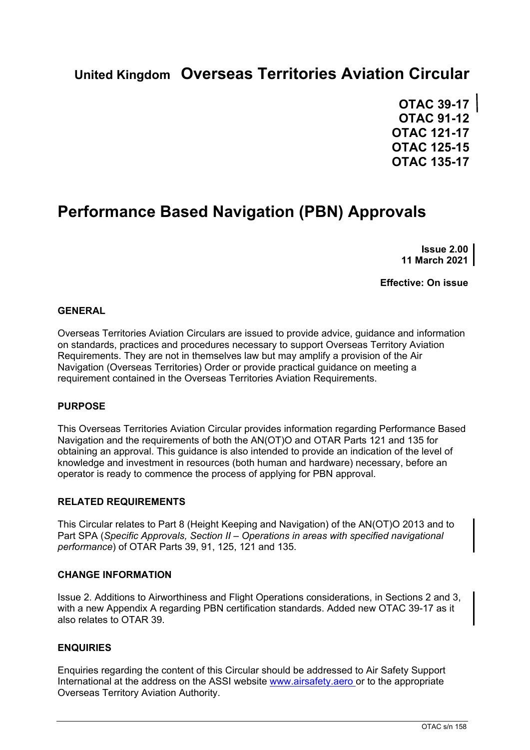**United Kingdom** **Overseas Territories Aviation Circular**

**OTAC 39-17**
**OTAC 91-12**
**OTAC 121-17**
**OTAC 125-15**
**OTAC 135-17**

# Performance Based Navigation (PBN) Approvals

**Issue 2.00**
**11 March 2021**

**Effective: On issue**

## GENERAL

Overseas Territories Aviation Circulars are issued to provide advice, guidance and information on standards, practices and procedures necessary to support Overseas Territory Aviation Requirements. They are not in themselves law but may amplify a provision of the Air Navigation (Overseas Territories) Order or provide practical guidance on meeting a requirement contained in the Overseas Territories Aviation Requirements.

## PURPOSE

This Overseas Territories Aviation Circular provides information regarding Performance Based Navigation and the requirements of both the AN(OT)O and OTAR Parts 121 and 135 for obtaining an approval. This guidance is also intended to provide an indication of the level of knowledge and investment in resources (both human and hardware) necessary, before an operator is ready to commence the process of applying for PBN approval.

## RELATED REQUIREMENTS

This Circular relates to Part 8 (Height Keeping and Navigation) of the AN(OT)O 2013 and to Part SPA (*Specific Approvals, Section II – Operations in areas with specified navigational performance*) of OTAR Parts 39, 91, 125, 121 and 135.

## CHANGE INFORMATION

Issue 2. Additions to Airworthiness and Flight Operations considerations, in Sections 2 and 3, with a new Appendix A regarding PBN certification standards. Added new OTAC 39-17 as it also relates to OTAR 39.

## ENQUIRIES

Enquiries regarding the content of this Circular should be addressed to Air Safety Support International at the address on the ASSI website [www.airsafety.aero](www.airsafety.aero) or to the appropriate Overseas Territory Aviation Authority.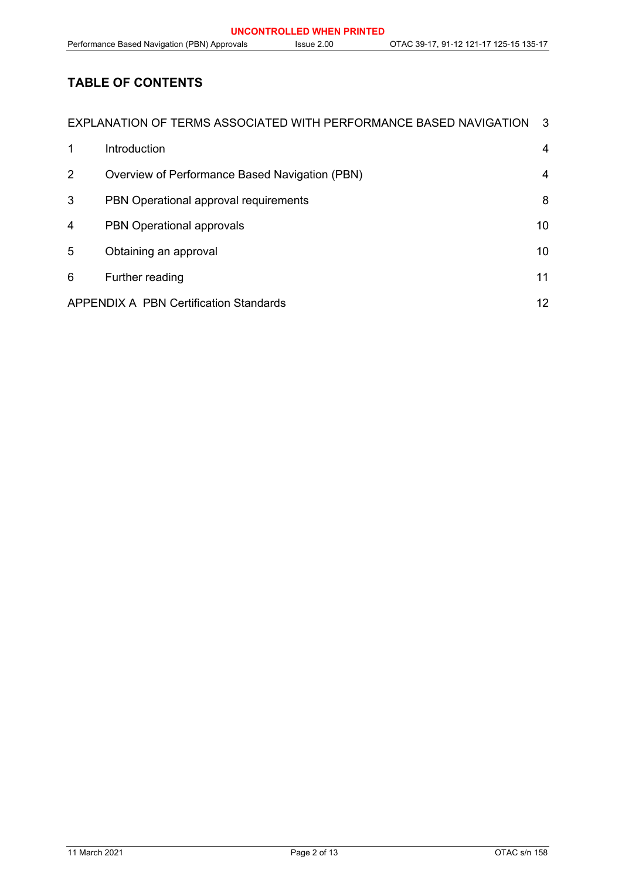# TABLE OF CONTENTS

| | | |
|---|---|---|
| EXPLANATION OF TERMS ASSOCIATED WITH PERFORMANCE BASED NAVIGATION | | 3 |
| 1 | Introduction | 4 |
| 2 | Overview of Performance Based Navigation (PBN) | 4 |
| 3 | PBN Operational approval requirements | 8 |
| 4 | PBN Operational approvals | 10 |
| 5 | Obtaining an approval | 10 |
| 6 | Further reading | 11 |
| APPENDIX A PBN Certification Standards | | 12 |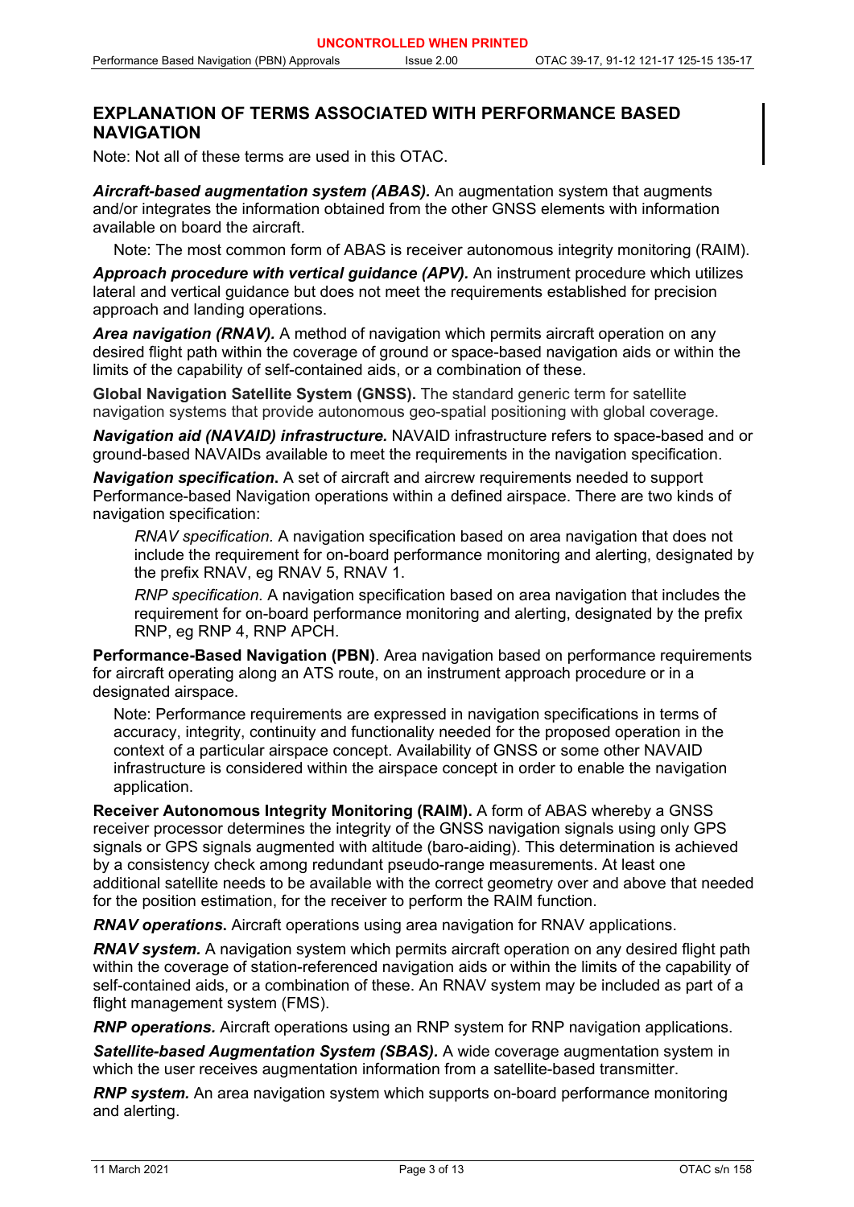## EXPLANATION OF TERMS ASSOCIATED WITH PERFORMANCE BASED NAVIGATION

Note: Not all of these terms are used in this OTAC.

***Aircraft-based augmentation system (ABAS).*** An augmentation system that augments and/or integrates the information obtained from the other GNSS elements with information available on board the aircraft.

Note: The most common form of ABAS is receiver autonomous integrity monitoring (RAIM).

***Approach procedure with vertical guidance (APV).*** An instrument procedure which utilizes lateral and vertical guidance but does not meet the requirements established for precision approach and landing operations.

***Area navigation (RNAV).*** A method of navigation which permits aircraft operation on any desired flight path within the coverage of ground or space-based navigation aids or within the limits of the capability of self-contained aids, or a combination of these.

**Global Navigation Satellite System (GNSS).** The standard generic term for satellite navigation systems that provide autonomous geo-spatial positioning with global coverage.

***Navigation aid (NAVAID) infrastructure.*** NAVAID infrastructure refers to space-based and or ground-based NAVAIDs available to meet the requirements in the navigation specification.

***Navigation specification*.** A set of aircraft and aircrew requirements needed to support Performance-based Navigation operations within a defined airspace. There are two kinds of navigation specification:

*RNAV specification.* A navigation specification based on area navigation that does not include the requirement for on-board performance monitoring and alerting, designated by the prefix RNAV, eg RNAV 5, RNAV 1.

*RNP specification.* A navigation specification based on area navigation that includes the requirement for on-board performance monitoring and alerting, designated by the prefix RNP, eg RNP 4, RNP APCH.

**Performance-Based Navigation (PBN)**. Area navigation based on performance requirements for aircraft operating along an ATS route, on an instrument approach procedure or in a designated airspace.

Note: Performance requirements are expressed in navigation specifications in terms of accuracy, integrity, continuity and functionality needed for the proposed operation in the context of a particular airspace concept. Availability of GNSS or some other NAVAID infrastructure is considered within the airspace concept in order to enable the navigation application.

**Receiver Autonomous Integrity Monitoring (RAIM).** A form of ABAS whereby a GNSS receiver processor determines the integrity of the GNSS navigation signals using only GPS signals or GPS signals augmented with altitude (baro-aiding). This determination is achieved by a consistency check among redundant pseudo-range measurements. At least one additional satellite needs to be available with the correct geometry over and above that needed for the position estimation, for the receiver to perform the RAIM function.

***RNAV operations.*** Aircraft operations using area navigation for RNAV applications.

***RNAV system.*** A navigation system which permits aircraft operation on any desired flight path within the coverage of station-referenced navigation aids or within the limits of the capability of self-contained aids, or a combination of these. An RNAV system may be included as part of a flight management system (FMS).

***RNP operations.*** Aircraft operations using an RNP system for RNP navigation applications.

***Satellite-based Augmentation System (SBAS).*** A wide coverage augmentation system in which the user receives augmentation information from a satellite-based transmitter.

***RNP system.*** An area navigation system which supports on-board performance monitoring and alerting.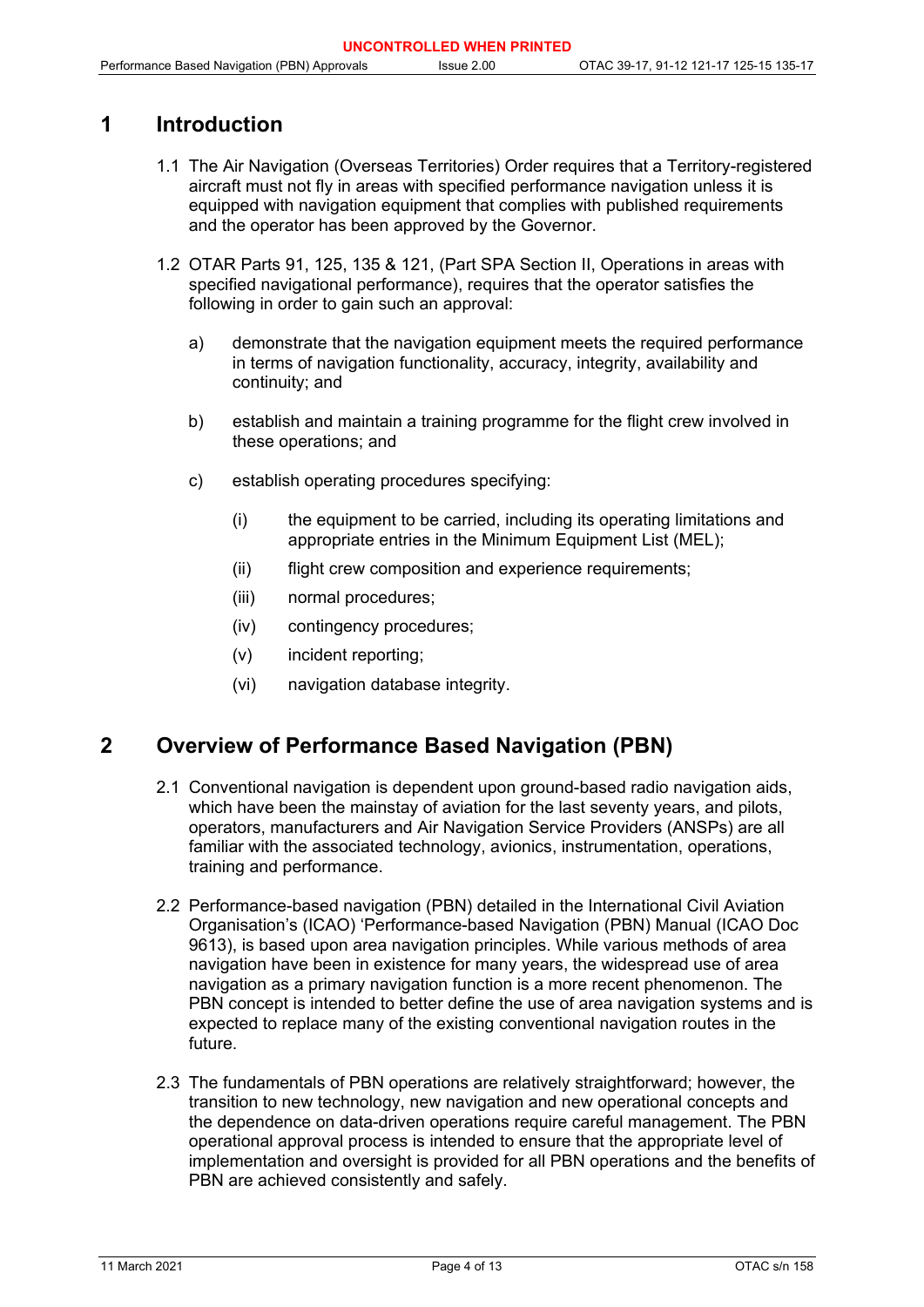# 1 Introduction

1.1 The Air Navigation (Overseas Territories) Order requires that a Territory-registered aircraft must not fly in areas with specified performance navigation unless it is equipped with navigation equipment that complies with published requirements and the operator has been approved by the Governor.

1.2 OTAR Parts 91, 125, 135 & 121, (Part SPA Section II, Operations in areas with specified navigational performance), requires that the operator satisfies the following in order to gain such an approval:

a) demonstrate that the navigation equipment meets the required performance in terms of navigation functionality, accuracy, integrity, availability and continuity; and

b) establish and maintain a training programme for the flight crew involved in these operations; and

c) establish operating procedures specifying:

(i) the equipment to be carried, including its operating limitations and appropriate entries in the Minimum Equipment List (MEL);

(ii) flight crew composition and experience requirements;

(iii) normal procedures;

(iv) contingency procedures;

(v) incident reporting;

(vi) navigation database integrity.

# 2 Overview of Performance Based Navigation (PBN)

2.1 Conventional navigation is dependent upon ground-based radio navigation aids, which have been the mainstay of aviation for the last seventy years, and pilots, operators, manufacturers and Air Navigation Service Providers (ANSPs) are all familiar with the associated technology, avionics, instrumentation, operations, training and performance.

2.2 Performance-based navigation (PBN) detailed in the International Civil Aviation Organisation's (ICAO) 'Performance-based Navigation (PBN) Manual (ICAO Doc 9613), is based upon area navigation principles. While various methods of area navigation have been in existence for many years, the widespread use of area navigation as a primary navigation function is a more recent phenomenon. The PBN concept is intended to better define the use of area navigation systems and is expected to replace many of the existing conventional navigation routes in the future.

2.3 The fundamentals of PBN operations are relatively straightforward; however, the transition to new technology, new navigation and new operational concepts and the dependence on data-driven operations require careful management. The PBN operational approval process is intended to ensure that the appropriate level of implementation and oversight is provided for all PBN operations and the benefits of PBN are achieved consistently and safely.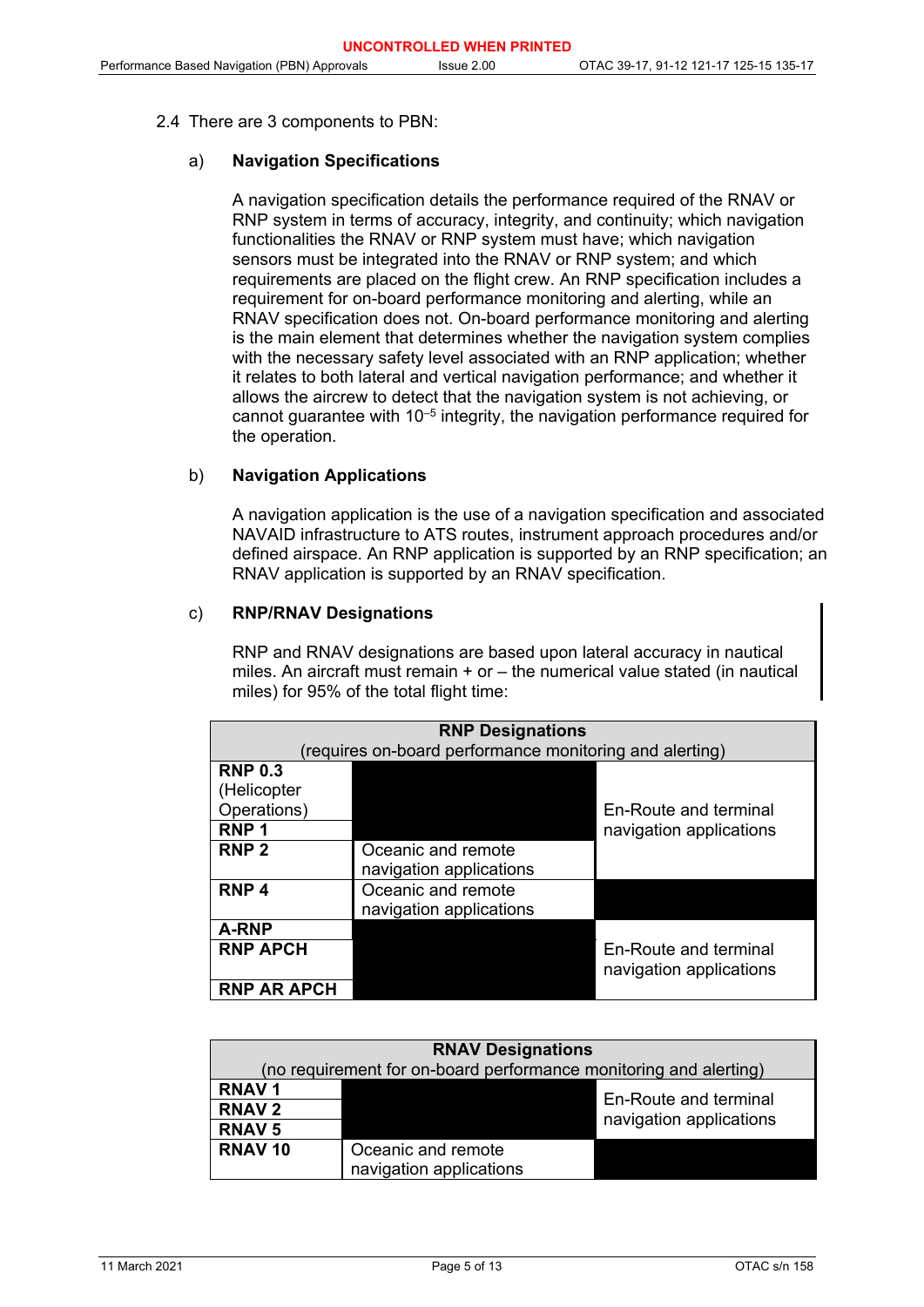2.4 There are 3 components to PBN:

a) **Navigation Specifications**

A navigation specification details the performance required of the RNAV or RNP system in terms of accuracy, integrity, and continuity; which navigation functionalities the RNAV or RNP system must have; which navigation sensors must be integrated into the RNAV or RNP system; and which requirements are placed on the flight crew. An RNP specification includes a requirement for on-board performance monitoring and alerting, while an RNAV specification does not. On-board performance monitoring and alerting is the main element that determines whether the navigation system complies with the necessary safety level associated with an RNP application; whether it relates to both lateral and vertical navigation performance; and whether it allows the aircrew to detect that the navigation system is not achieving, or cannot guarantee with $10^{-5}$ integrity, the navigation performance required for the operation.

b) **Navigation Applications**

A navigation application is the use of a navigation specification and associated NAVAID infrastructure to ATS routes, instrument approach procedures and/or defined airspace. An RNP application is supported by an RNP specification; an RNAV application is supported by an RNAV specification.

c) **RNP/RNAV Designations**

RNP and RNAV designations are based upon lateral accuracy in nautical miles. An aircraft must remain + or – the numerical value stated (in nautical miles) for 95% of the total flight time:

| **RNP Designations** (requires on-board performance monitoring and alerting) | | |
|---|---|---|
| **RNP 0.3** (Helicopter Operations) | | En-Route and terminal navigation applications |
| **RNP 1** | | En-Route and terminal navigation applications |
| **RNP 2** | Oceanic and remote navigation applications | En-Route and terminal navigation applications |
| **RNP 4** | Oceanic and remote navigation applications | |
| **A-RNP** | | En-Route and terminal navigation applications |
| **RNP APCH** | | En-Route and terminal navigation applications |
| **RNP AR APCH** | | En-Route and terminal navigation applications |

| **RNAV Designations** (no requirement for on-board performance monitoring and alerting) | | |
|---|---|---|
| **RNAV 1** | | En-Route and terminal navigation applications |
| **RNAV 2** | | En-Route and terminal navigation applications |
| **RNAV 5** | | En-Route and terminal navigation applications |
| **RNAV 10** | Oceanic and remote navigation applications | |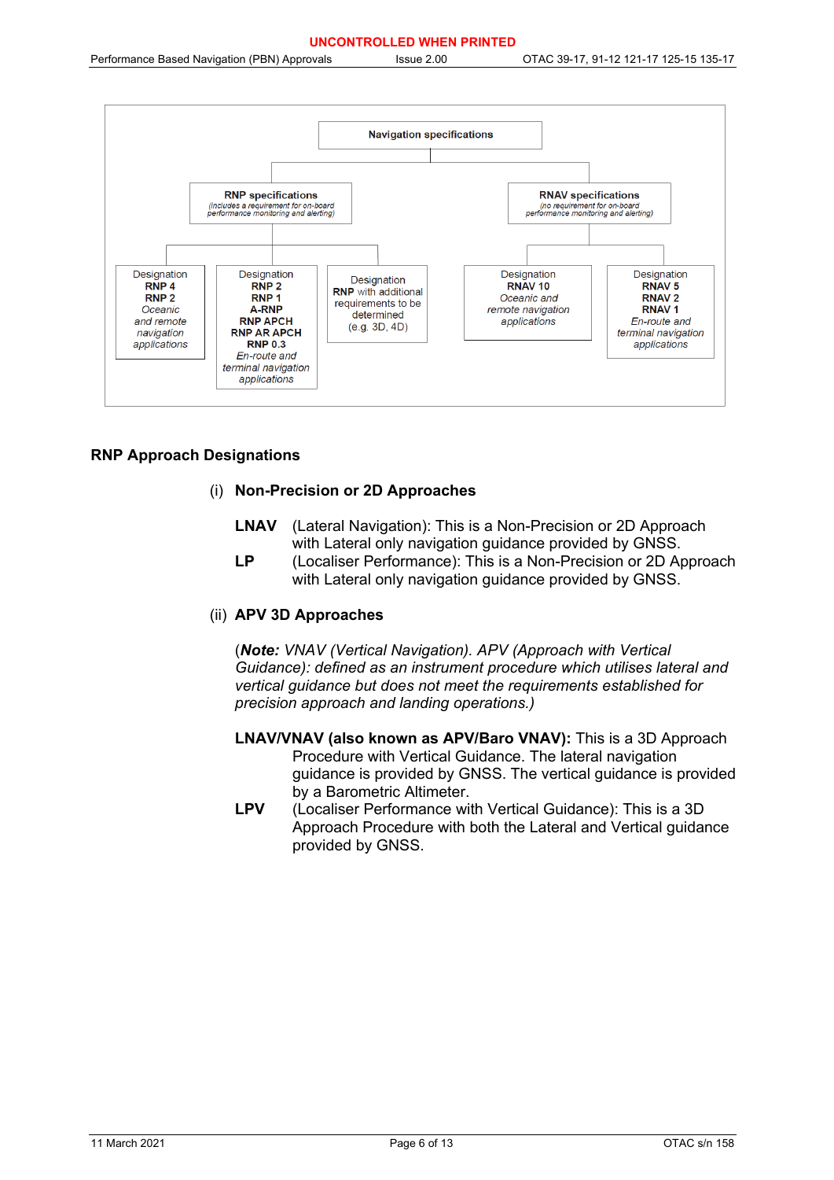Navigation specifications

- **RNP specifications** (includes a requirement for on-board performance monitoring and alerting)
  - Designation **RNP 4**, **RNP 2** — *Oceanic and remote navigation applications*
  - Designation **RNP 2**, **RNP 1**, **A-RNP**, **RNP APCH**, **RNP AR APCH**, **RNP 0.3** — *En-route and terminal navigation applications*
  - Designation **RNP** with additional requirements to be determined (e.g. 3D, 4D)
- **RNAV specifications** (no requirement for on-board performance monitoring and alerting)
  - Designation **RNAV 10** — *Oceanic and remote navigation applications*
  - Designation **RNAV 5**, **RNAV 2**, **RNAV 1** — *En-route and terminal navigation applications*

## RNP Approach Designations

### (i) Non-Precision or 2D Approaches

**LNAV** (Lateral Navigation): This is a Non-Precision or 2D Approach with Lateral only navigation guidance provided by GNSS.

**LP** (Localiser Performance): This is a Non-Precision or 2D Approach with Lateral only navigation guidance provided by GNSS.

### (ii) APV 3D Approaches

(***Note:*** *VNAV (Vertical Navigation). APV (Approach with Vertical Guidance): defined as an instrument procedure which utilises lateral and vertical guidance but does not meet the requirements established for precision approach and landing operations.)*

**LNAV/VNAV (also known as APV/Baro VNAV):** This is a 3D Approach Procedure with Vertical Guidance. The lateral navigation guidance is provided by GNSS. The vertical guidance is provided by a Barometric Altimeter.

**LPV** (Localiser Performance with Vertical Guidance): This is a 3D Approach Procedure with both the Lateral and Vertical guidance provided by GNSS.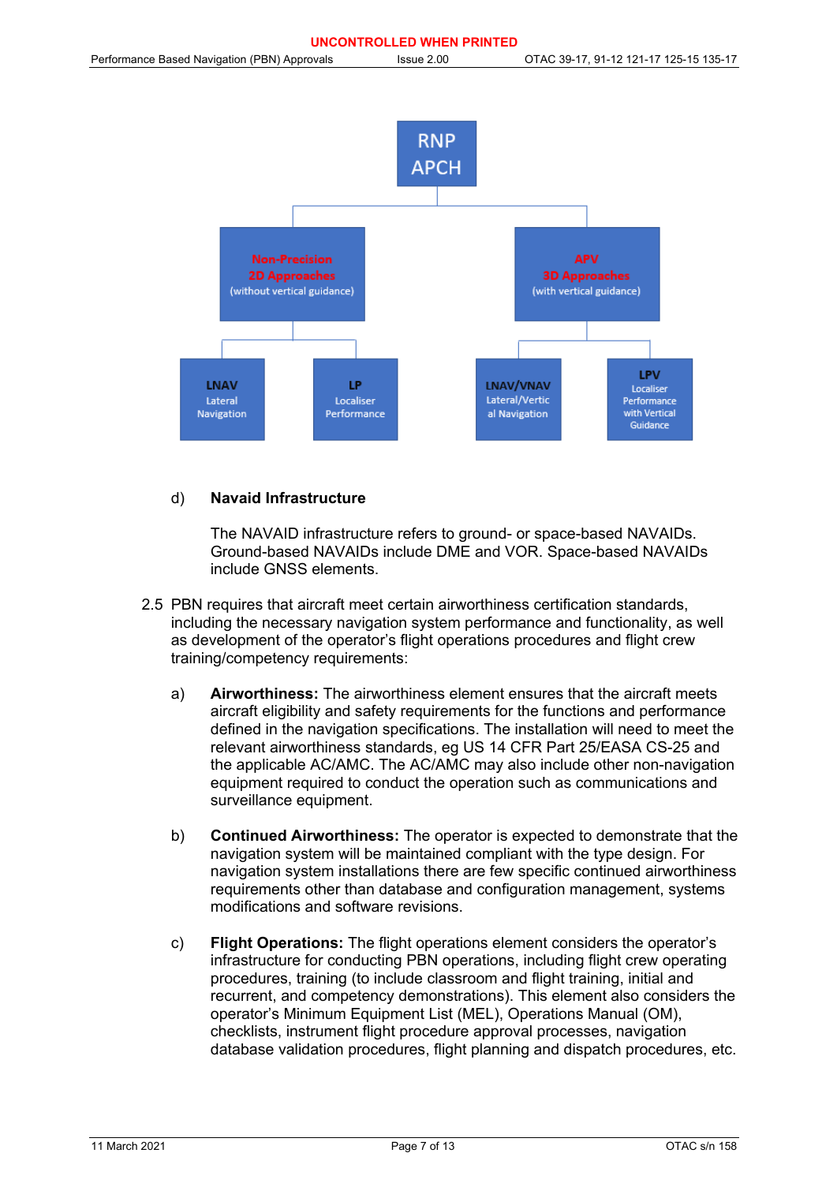RNP APCH

- **Non-Precision 2D Approaches** (without vertical guidance)
  - **LNAV** Lateral Navigation
  - **LP** Localiser Performance
- **APV 3D Approaches** (with vertical guidance)
  - **LNAV/VNAV** Lateral/Vertical Navigation
  - **LPV** Localiser Performance with Vertical Guidance

d) **Navaid Infrastructure**

The NAVAID infrastructure refers to ground- or space-based NAVAIDs. Ground-based NAVAIDs include DME and VOR. Space-based NAVAIDs include GNSS elements.

2.5 PBN requires that aircraft meet certain airworthiness certification standards, including the necessary navigation system performance and functionality, as well as development of the operator's flight operations procedures and flight crew training/competency requirements:

a) **Airworthiness:** The airworthiness element ensures that the aircraft meets aircraft eligibility and safety requirements for the functions and performance defined in the navigation specifications. The installation will need to meet the relevant airworthiness standards, eg US 14 CFR Part 25/EASA CS-25 and the applicable AC/AMC. The AC/AMC may also include other non-navigation equipment required to conduct the operation such as communications and surveillance equipment.

b) **Continued Airworthiness:** The operator is expected to demonstrate that the navigation system will be maintained compliant with the type design. For navigation system installations there are few specific continued airworthiness requirements other than database and configuration management, systems modifications and software revisions.

c) **Flight Operations:** The flight operations element considers the operator's infrastructure for conducting PBN operations, including flight crew operating procedures, training (to include classroom and flight training, initial and recurrent, and competency demonstrations). This element also considers the operator's Minimum Equipment List (MEL), Operations Manual (OM), checklists, instrument flight procedure approval processes, navigation database validation procedures, flight planning and dispatch procedures, etc.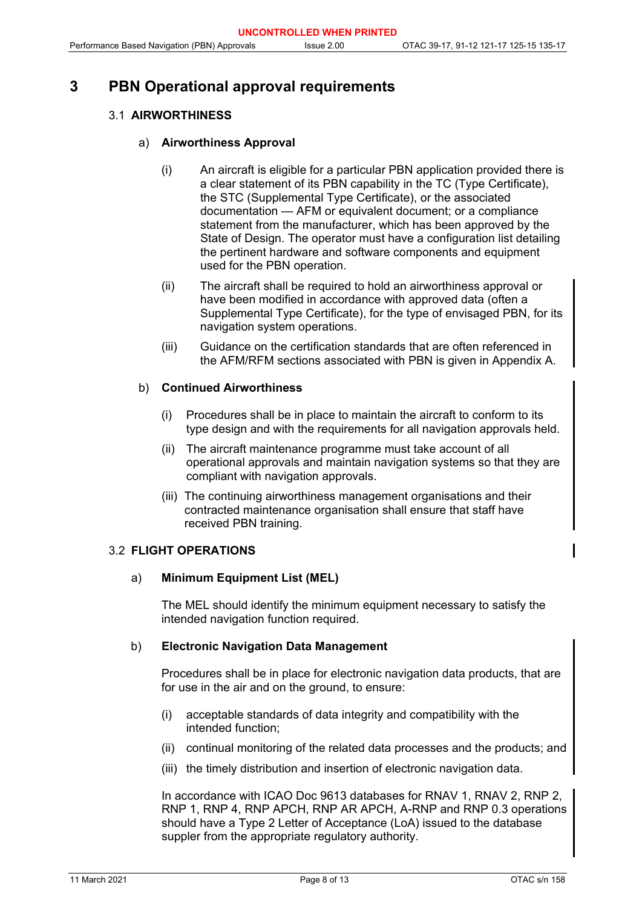# 3 PBN Operational approval requirements

## 3.1 AIRWORTHINESS

### a) Airworthiness Approval

(i) An aircraft is eligible for a particular PBN application provided there is a clear statement of its PBN capability in the TC (Type Certificate), the STC (Supplemental Type Certificate), or the associated documentation — AFM or equivalent document; or a compliance statement from the manufacturer, which has been approved by the State of Design. The operator must have a configuration list detailing the pertinent hardware and software components and equipment used for the PBN operation.

(ii) The aircraft shall be required to hold an airworthiness approval or have been modified in accordance with approved data (often a Supplemental Type Certificate), for the type of envisaged PBN, for its navigation system operations.

(iii) Guidance on the certification standards that are often referenced in the AFM/RFM sections associated with PBN is given in Appendix A.

### b) Continued Airworthiness

(i) Procedures shall be in place to maintain the aircraft to conform to its type design and with the requirements for all navigation approvals held.

(ii) The aircraft maintenance programme must take account of all operational approvals and maintain navigation systems so that they are compliant with navigation approvals.

(iii) The continuing airworthiness management organisations and their contracted maintenance organisation shall ensure that staff have received PBN training.

## 3.2 FLIGHT OPERATIONS

### a) Minimum Equipment List (MEL)

The MEL should identify the minimum equipment necessary to satisfy the intended navigation function required.

### b) Electronic Navigation Data Management

Procedures shall be in place for electronic navigation data products, that are for use in the air and on the ground, to ensure:

(i) acceptable standards of data integrity and compatibility with the intended function;

(ii) continual monitoring of the related data processes and the products; and

(iii) the timely distribution and insertion of electronic navigation data.

In accordance with ICAO Doc 9613 databases for RNAV 1, RNAV 2, RNP 2, RNP 1, RNP 4, RNP APCH, RNP AR APCH, A-RNP and RNP 0.3 operations should have a Type 2 Letter of Acceptance (LoA) issued to the database suppler from the appropriate regulatory authority.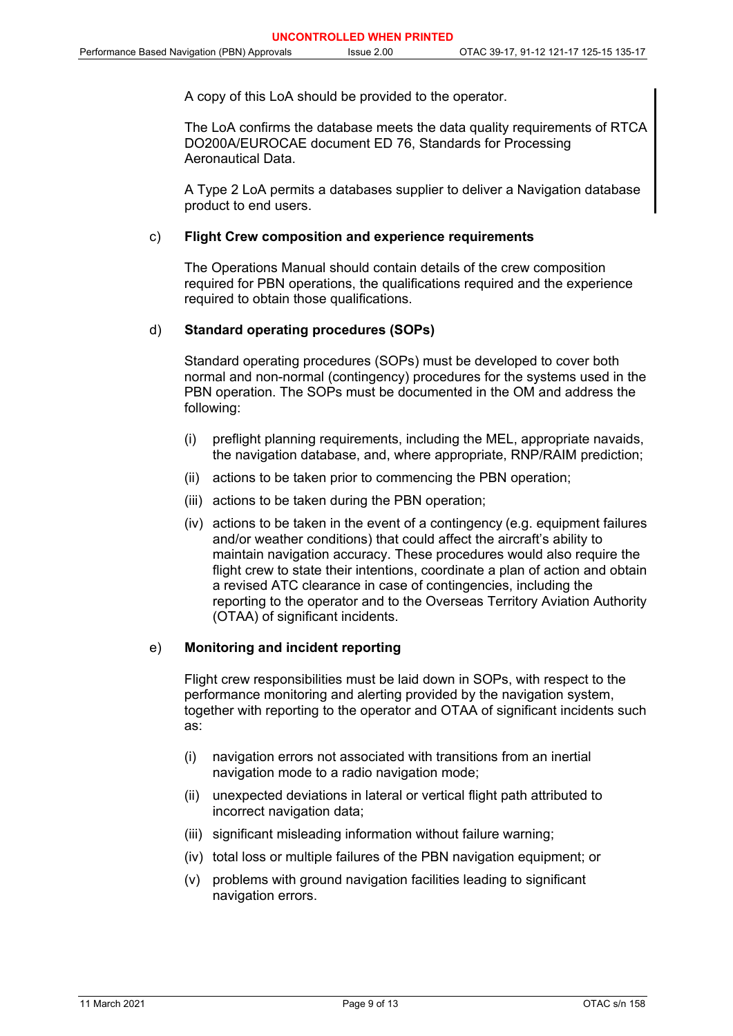A copy of this LoA should be provided to the operator.

The LoA confirms the database meets the data quality requirements of RTCA DO200A/EUROCAE document ED 76, Standards for Processing Aeronautical Data.

A Type 2 LoA permits a databases supplier to deliver a Navigation database product to end users.

c) **Flight Crew composition and experience requirements**

The Operations Manual should contain details of the crew composition required for PBN operations, the qualifications required and the experience required to obtain those qualifications.

d) **Standard operating procedures (SOPs)**

Standard operating procedures (SOPs) must be developed to cover both normal and non-normal (contingency) procedures for the systems used in the PBN operation. The SOPs must be documented in the OM and address the following:

(i) preflight planning requirements, including the MEL, appropriate navaids, the navigation database, and, where appropriate, RNP/RAIM prediction;

(ii) actions to be taken prior to commencing the PBN operation;

(iii) actions to be taken during the PBN operation;

(iv) actions to be taken in the event of a contingency (e.g. equipment failures and/or weather conditions) that could affect the aircraft's ability to maintain navigation accuracy. These procedures would also require the flight crew to state their intentions, coordinate a plan of action and obtain a revised ATC clearance in case of contingencies, including the reporting to the operator and to the Overseas Territory Aviation Authority (OTAA) of significant incidents.

e) **Monitoring and incident reporting**

Flight crew responsibilities must be laid down in SOPs, with respect to the performance monitoring and alerting provided by the navigation system, together with reporting to the operator and OTAA of significant incidents such as:

(i) navigation errors not associated with transitions from an inertial navigation mode to a radio navigation mode;

(ii) unexpected deviations in lateral or vertical flight path attributed to incorrect navigation data;

(iii) significant misleading information without failure warning;

(iv) total loss or multiple failures of the PBN navigation equipment; or

(v) problems with ground navigation facilities leading to significant navigation errors.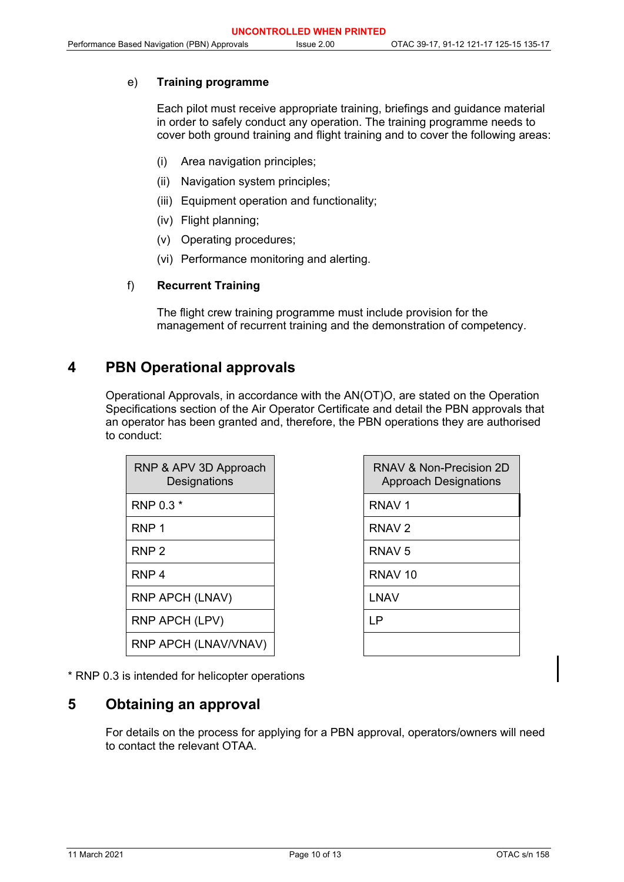e) **Training programme**

Each pilot must receive appropriate training, briefings and guidance material in order to safely conduct any operation. The training programme needs to cover both ground training and flight training and to cover the following areas:

(i) Area navigation principles;

(ii) Navigation system principles;

(iii) Equipment operation and functionality;

(iv) Flight planning;

(v) Operating procedures;

(vi) Performance monitoring and alerting.

f) **Recurrent Training**

The flight crew training programme must include provision for the management of recurrent training and the demonstration of competency.

# 4 PBN Operational approvals

Operational Approvals, in accordance with the AN(OT)O, are stated on the Operation Specifications section of the Air Operator Certificate and detail the PBN approvals that an operator has been granted and, therefore, the PBN operations they are authorised to conduct:

| RNP & APV 3D Approach Designations |
|---|
| RNP 0.3 * |
| RNP 1 |
| RNP 2 |
| RNP 4 |
| RNP APCH (LNAV) |
| RNP APCH (LPV) |
| RNP APCH (LNAV/VNAV) |

| RNAV & Non-Precision 2D Approach Designations |
|---|
| RNAV 1 |
| RNAV 2 |
| RNAV 5 |
| RNAV 10 |
| LNAV |
| LP |
| |

* RNP 0.3 is intended for helicopter operations

# 5 Obtaining an approval

For details on the process for applying for a PBN approval, operators/owners will need to contact the relevant OTAA.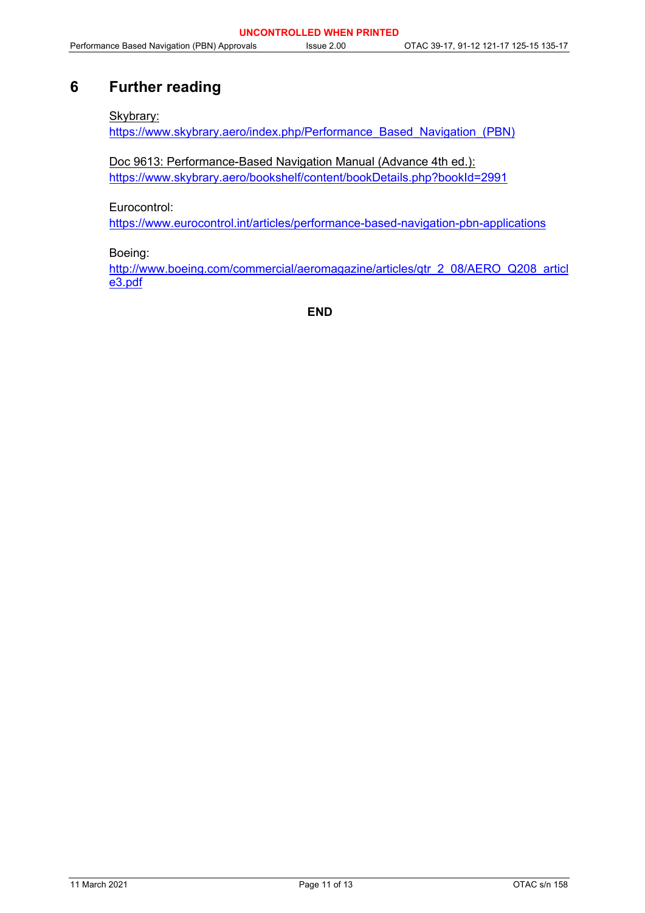# 6 Further reading

Skybrary:
https://www.skybrary.aero/index.php/Performance_Based_Navigation_(PBN)

Doc 9613: Performance-Based Navigation Manual (Advance 4th ed.):
https://www.skybrary.aero/bookshelf/content/bookDetails.php?bookId=2991

Eurocontrol:
https://www.eurocontrol.int/articles/performance-based-navigation-pbn-applications

Boeing:
http://www.boeing.com/commercial/aeromagazine/articles/qtr_2_08/AERO_Q208_article3.pdf

**END**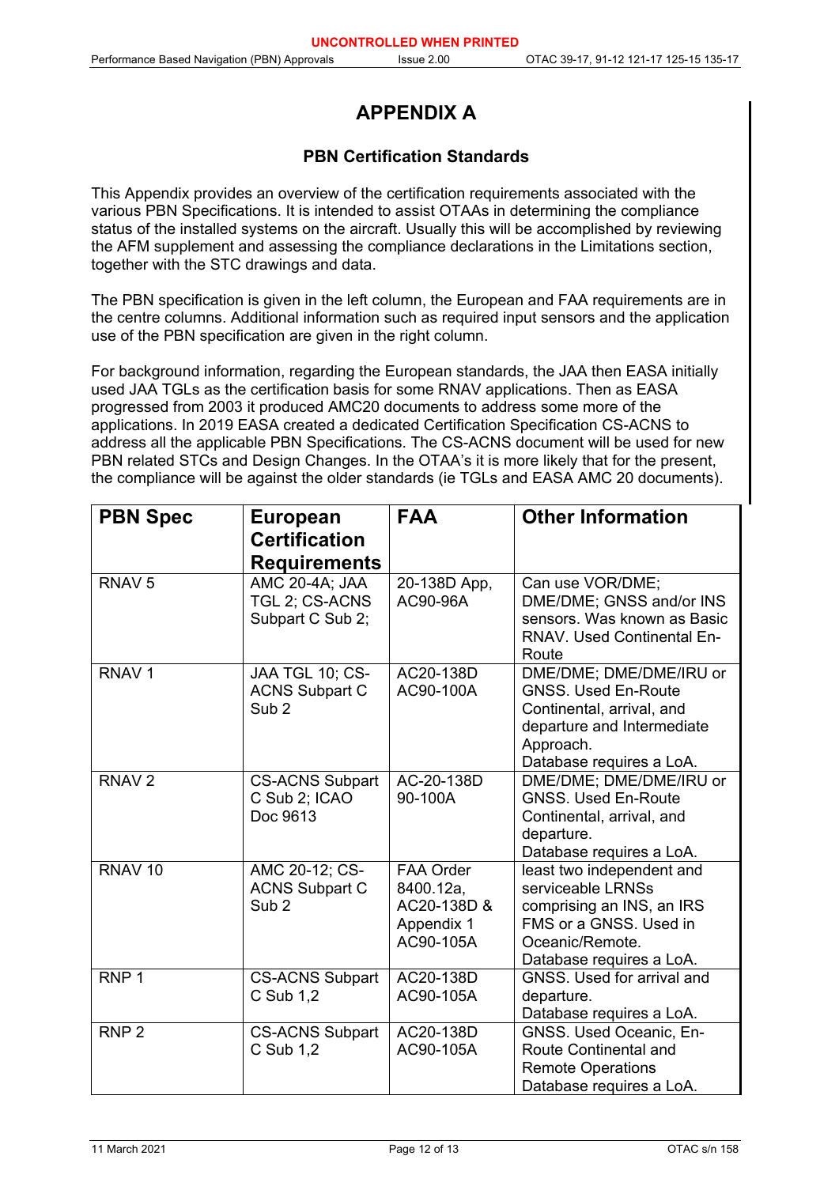# APPENDIX A

## PBN Certification Standards

This Appendix provides an overview of the certification requirements associated with the various PBN Specifications. It is intended to assist OTAAs in determining the compliance status of the installed systems on the aircraft. Usually this will be accomplished by reviewing the AFM supplement and assessing the compliance declarations in the Limitations section, together with the STC drawings and data.

The PBN specification is given in the left column, the European and FAA requirements are in the centre columns. Additional information such as required input sensors and the application use of the PBN specification are given in the right column.

For background information, regarding the European standards, the JAA then EASA initially used JAA TGLs as the certification basis for some RNAV applications. Then as EASA progressed from 2003 it produced AMC20 documents to address some more of the applications. In 2019 EASA created a dedicated Certification Specification CS-ACNS to address all the applicable PBN Specifications. The CS-ACNS document will be used for new PBN related STCs and Design Changes. In the OTAA's it is more likely that for the present, the compliance will be against the older standards (ie TGLs and EASA AMC 20 documents).

| PBN Spec | European Certification Requirements | FAA | Other Information |
|---|---|---|---|
| RNAV 5 | AMC 20-4A; JAA TGL 2; CS-ACNS Subpart C Sub 2; | 20-138D App, AC90-96A | Can use VOR/DME; DME/DME; GNSS and/or INS sensors. Was known as Basic RNAV. Used Continental En-Route |
| RNAV 1 | JAA TGL 10; CS-ACNS Subpart C Sub 2 | AC20-138D AC90-100A | DME/DME; DME/DME/IRU or GNSS. Used En-Route Continental, arrival, and departure and Intermediate Approach.<br>Database requires a LoA. |
| RNAV 2 | CS-ACNS Subpart C Sub 2; ICAO Doc 9613 | AC-20-138D 90-100A | DME/DME; DME/DME/IRU or GNSS. Used En-Route Continental, arrival, and departure.<br>Database requires a LoA. |
| RNAV 10 | AMC 20-12; CS-ACNS Subpart C Sub 2 | FAA Order 8400.12a, AC20-138D & Appendix 1 AC90-105A | least two independent and serviceable LRNSs comprising an INS, an IRS FMS or a GNSS. Used in Oceanic/Remote.<br>Database requires a LoA. |
| RNP 1 | CS-ACNS Subpart C Sub 1,2 | AC20-138D AC90-105A | GNSS. Used for arrival and departure.<br>Database requires a LoA. |
| RNP 2 | CS-ACNS Subpart C Sub 1,2 | AC20-138D AC90-105A | GNSS. Used Oceanic, En-Route Continental and Remote Operations<br>Database requires a LoA. |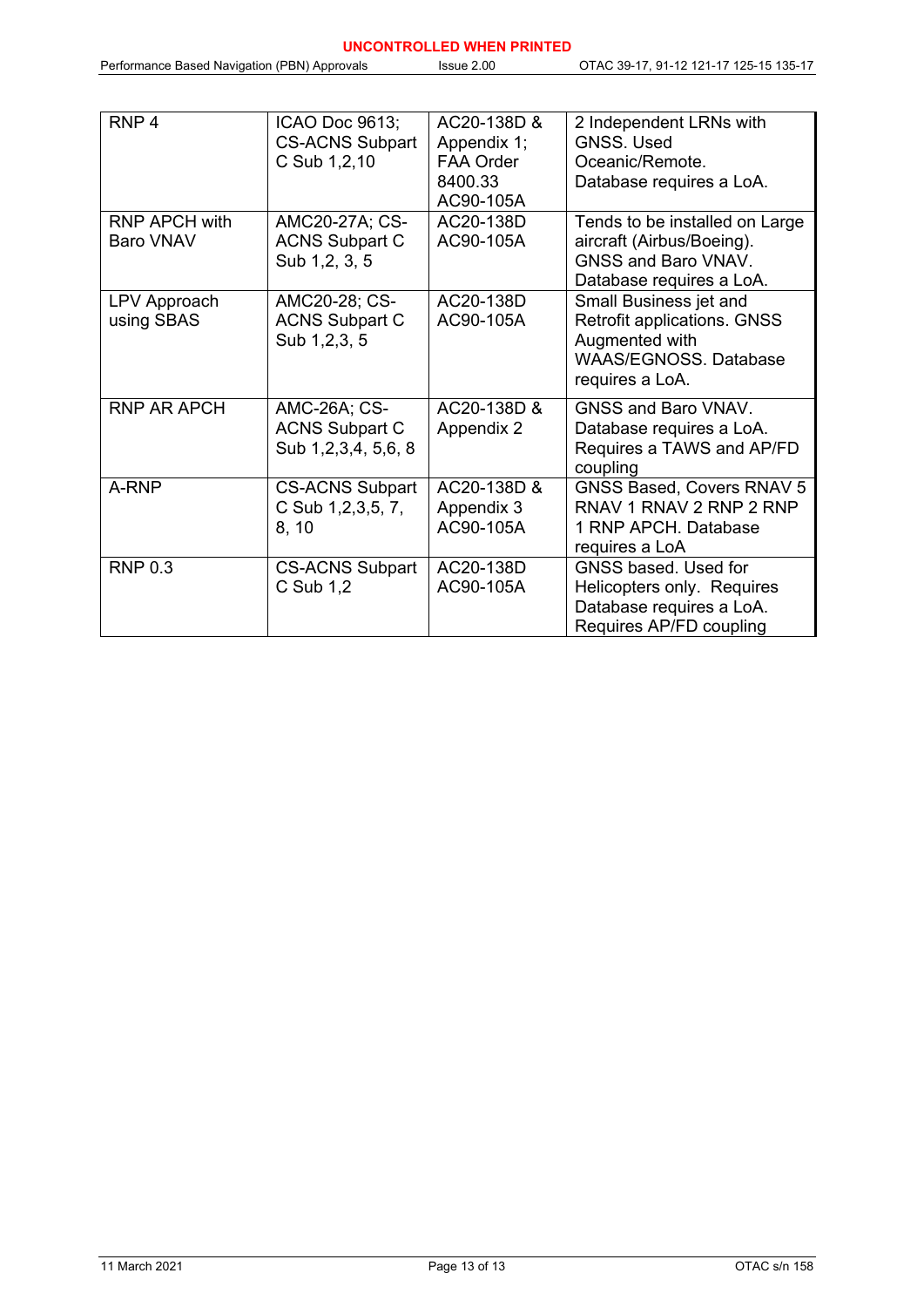| | | | |
|---|---|---|---|
| RNP 4 | ICAO Doc 9613; CS-ACNS Subpart C Sub 1,2,10 | AC20-138D & Appendix 1; FAA Order 8400.33 AC90-105A | 2 Independent LRNs with GNSS. Used Oceanic/Remote. Database requires a LoA. |
| RNP APCH with Baro VNAV | AMC20-27A; CS-ACNS Subpart C Sub 1,2, 3, 5 | AC20-138D AC90-105A | Tends to be installed on Large aircraft (Airbus/Boeing). GNSS and Baro VNAV. Database requires a LoA. |
| LPV Approach using SBAS | AMC20-28; CS-ACNS Subpart C Sub 1,2,3, 5 | AC20-138D AC90-105A | Small Business jet and Retrofit applications. GNSS Augmented with WAAS/EGNOSS. Database requires a LoA. |
| RNP AR APCH | AMC-26A; CS-ACNS Subpart C Sub 1,2,3,4, 5,6, 8 | AC20-138D & Appendix 2 | GNSS and Baro VNAV. Database requires a LoA. Requires a TAWS and AP/FD coupling |
| A-RNP | CS-ACNS Subpart C Sub 1,2,3,5, 7, 8, 10 | AC20-138D & Appendix 3 AC90-105A | GNSS Based, Covers RNAV 5 RNAV 1 RNAV 2 RNP 2 RNP 1 RNP APCH. Database requires a LoA |
| RNP 0.3 | CS-ACNS Subpart C Sub 1,2 | AC20-138D AC90-105A | GNSS based. Used for Helicopters only. Requires Database requires a LoA. Requires AP/FD coupling |